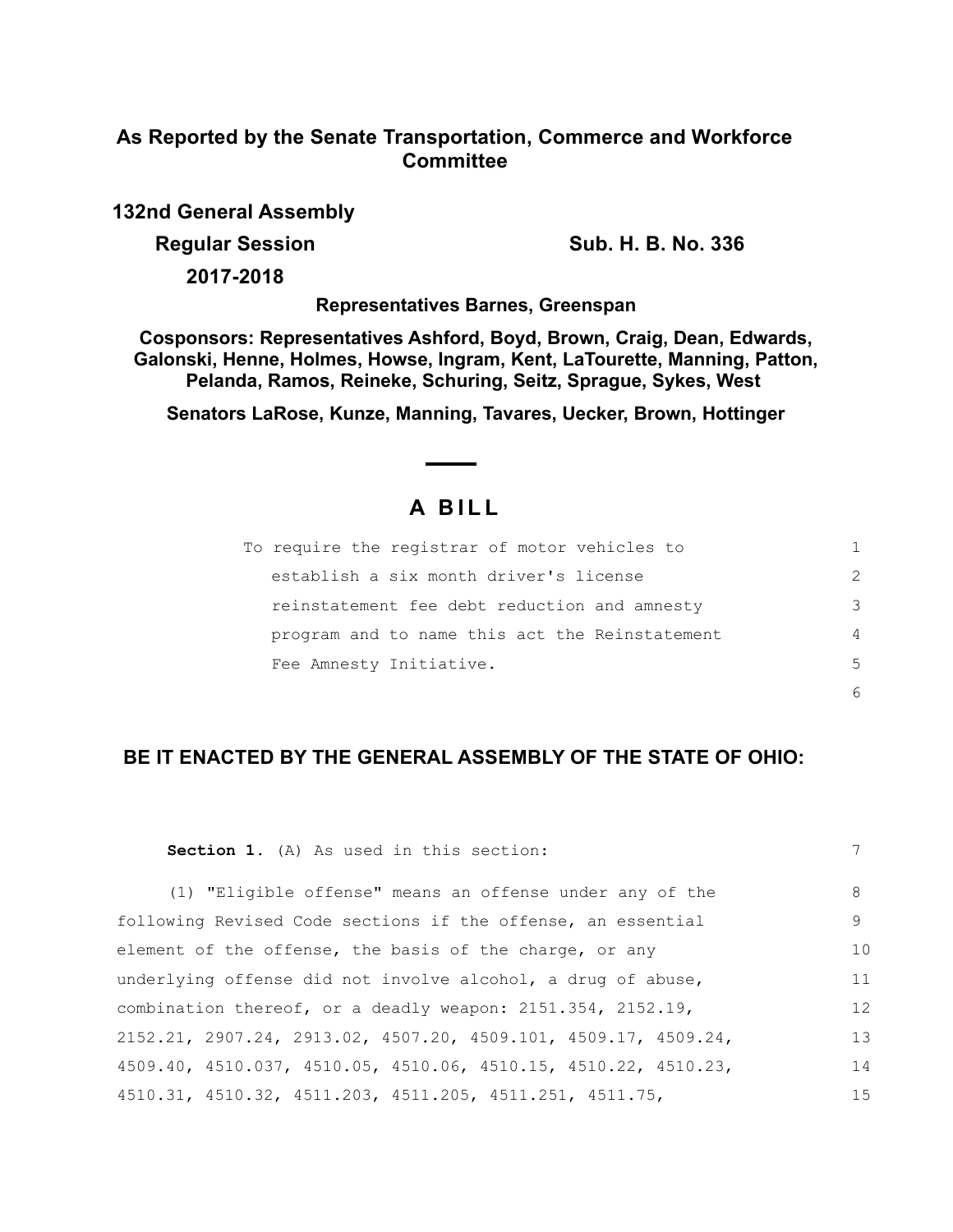# As Reported by the Senate Transportation, Commerce and Workforce Committee

**132nd General Assembly**

**Regular Session** **Sub. H. B. No. 336**

**2017-2018**

**Representatives Barnes, Greenspan**

**Cosponsors: Representatives Ashford, Boyd, Brown, Craig, Dean, Edwards, Galonski, Henne, Holmes, Howse, Ingram, Kent, LaTourette, Manning, Patton, Pelanda, Ramos, Reineke, Schuring, Seitz, Sprague, Sykes, West**

**Senators LaRose, Kunze, Manning, Tavares, Uecker, Brown, Hottinger**

---

## A BILL

To require the registrar of motor vehicles to establish a six month driver's license reinstatement fee debt reduction and amnesty program and to name this act the Reinstatement Fee Amnesty Initiative.

**BE IT ENACTED BY THE GENERAL ASSEMBLY OF THE STATE OF OHIO:**

**Section 1.** (A) As used in this section:

(1) "Eligible offense" means an offense under any of the following Revised Code sections if the offense, an essential element of the offense, the basis of the charge, or any underlying offense did not involve alcohol, a drug of abuse, combination thereof, or a deadly weapon: 2151.354, 2152.19, 2152.21, 2907.24, 2913.02, 4507.20, 4509.101, 4509.17, 4509.24, 4509.40, 4510.037, 4510.05, 4510.06, 4510.15, 4510.22, 4510.23, 4510.31, 4510.32, 4511.203, 4511.205, 4511.251, 4511.75,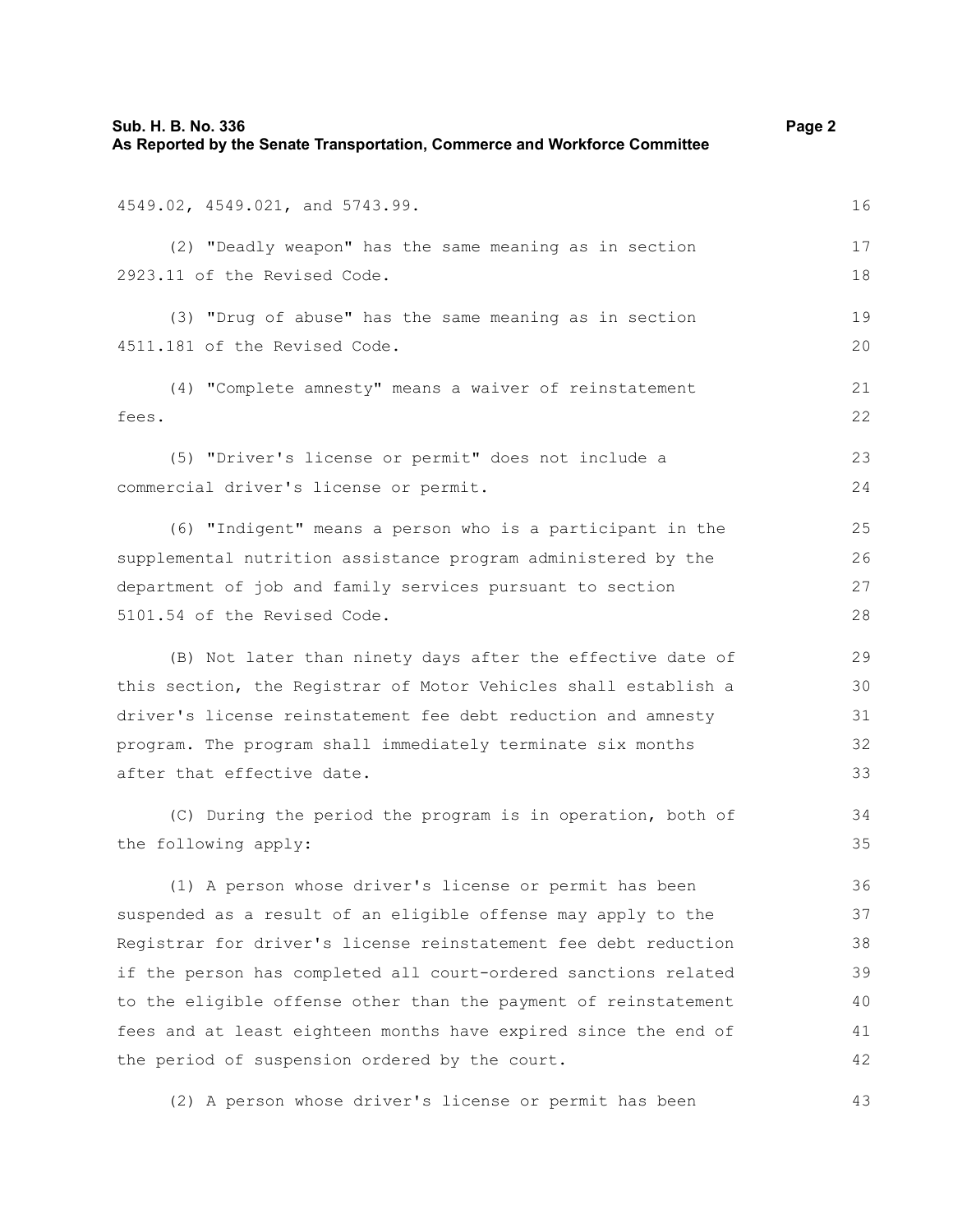4549.02, 4549.021, and 5743.99.

(2) "Deadly weapon" has the same meaning as in section 2923.11 of the Revised Code.

(3) "Drug of abuse" has the same meaning as in section 4511.181 of the Revised Code.

(4) "Complete amnesty" means a waiver of reinstatement fees.

(5) "Driver's license or permit" does not include a commercial driver's license or permit.

(6) "Indigent" means a person who is a participant in the supplemental nutrition assistance program administered by the department of job and family services pursuant to section 5101.54 of the Revised Code.

(B) Not later than ninety days after the effective date of this section, the Registrar of Motor Vehicles shall establish a driver's license reinstatement fee debt reduction and amnesty program. The program shall immediately terminate six months after that effective date.

(C) During the period the program is in operation, both of the following apply:

(1) A person whose driver's license or permit has been suspended as a result of an eligible offense may apply to the Registrar for driver's license reinstatement fee debt reduction if the person has completed all court-ordered sanctions related to the eligible offense other than the payment of reinstatement fees and at least eighteen months have expired since the end of the period of suspension ordered by the court.

(2) A person whose driver's license or permit has been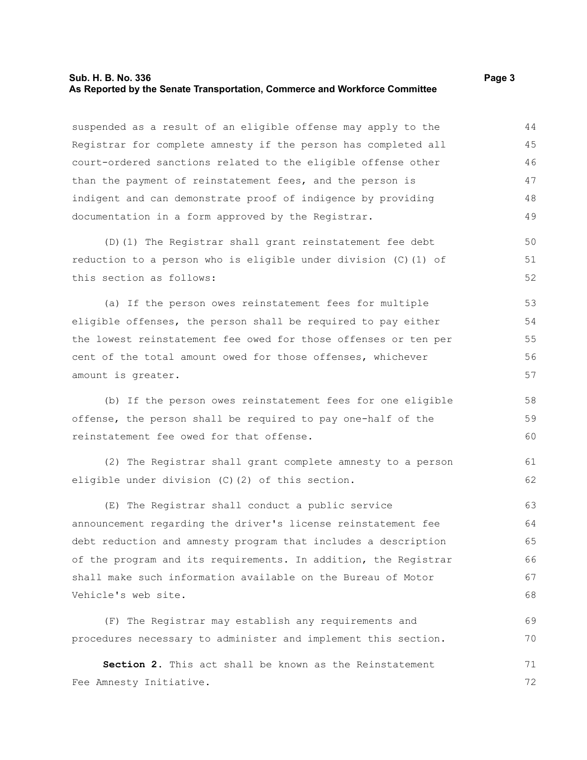suspended as a result of an eligible offense may apply to the Registrar for complete amnesty if the person has completed all court-ordered sanctions related to the eligible offense other than the payment of reinstatement fees, and the person is indigent and can demonstrate proof of indigence by providing documentation in a form approved by the Registrar.

(D)(1) The Registrar shall grant reinstatement fee debt reduction to a person who is eligible under division (C)(1) of this section as follows:

(a) If the person owes reinstatement fees for multiple eligible offenses, the person shall be required to pay either the lowest reinstatement fee owed for those offenses or ten per cent of the total amount owed for those offenses, whichever amount is greater.

(b) If the person owes reinstatement fees for one eligible offense, the person shall be required to pay one-half of the reinstatement fee owed for that offense.

(2) The Registrar shall grant complete amnesty to a person eligible under division (C)(2) of this section.

(E) The Registrar shall conduct a public service announcement regarding the driver's license reinstatement fee debt reduction and amnesty program that includes a description of the program and its requirements. In addition, the Registrar shall make such information available on the Bureau of Motor Vehicle's web site.

(F) The Registrar may establish any requirements and procedures necessary to administer and implement this section.

**Section 2.** This act shall be known as the Reinstatement Fee Amnesty Initiative.